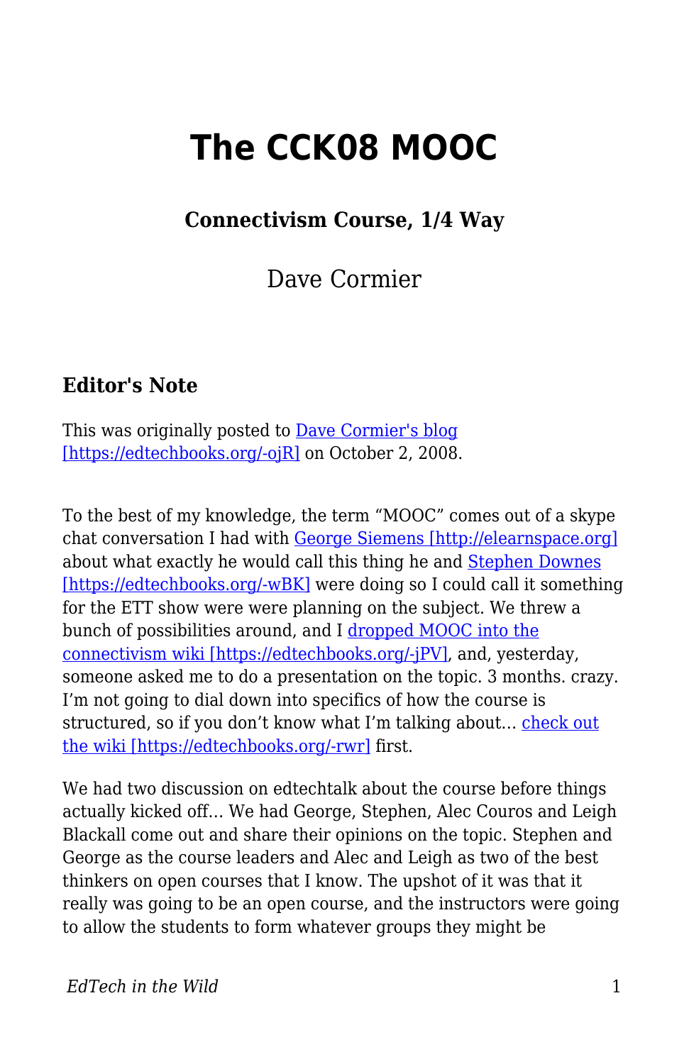# The CCK08 MOOC

### Connectivism Course, 1/4 Way

Dave Cormier

### Editor's Note

This was originally posted to [Dave Cormier's blog [https://edtechbooks.org/-ojR]](https://edtechbooks.org/-ojR) on October 2, 2008.

To the best of my knowledge, the term "MOOC" comes out of a skype chat conversation I had with [George Siemens [http://elearnspace.org]](http://elearnspace.org) about what exactly he would call this thing he and [Stephen Downes [https://edtechbooks.org/-wBK]](https://edtechbooks.org/-wBK) were doing so I could call it something for the ETT show were were planning on the subject. We threw a bunch of possibilities around, and I [dropped MOOC into the connectivism wiki [https://edtechbooks.org/-jPV]](https://edtechbooks.org/-jPV), and, yesterday, someone asked me to do a presentation on the topic. 3 months. crazy. I'm not going to dial down into specifics of how the course is structured, so if you don't know what I'm talking about… [check out the wiki [https://edtechbooks.org/-rwr]](https://edtechbooks.org/-rwr) first.

We had two discussion on edtechtalk about the course before things actually kicked off… We had George, Stephen, Alec Couros and Leigh Blackall come out and share their opinions on the topic. Stephen and George as the course leaders and Alec and Leigh as two of the best thinkers on open courses that I know. The upshot of it was that it really was going to be an open course, and the instructors were going to allow the students to form whatever groups they might be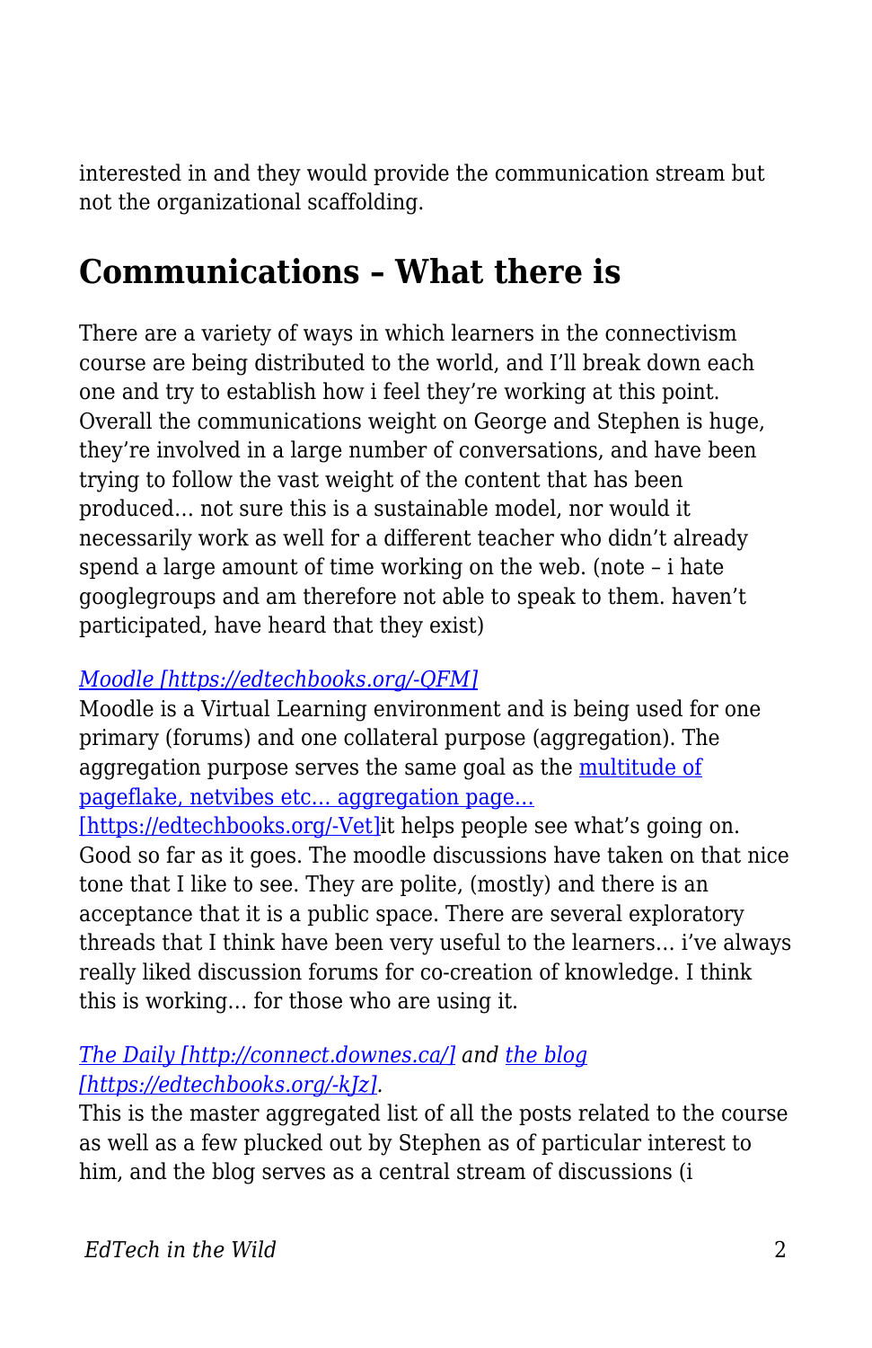interested in and they would provide the communication stream but not the organizational scaffolding.

## Communications – What there is

There are a variety of ways in which learners in the connectivism course are being distributed to the world, and I'll break down each one and try to establish how i feel they're working at this point. Overall the communications weight on George and Stephen is huge, they're involved in a large number of conversations, and have been trying to follow the vast weight of the content that has been produced… not sure this is a sustainable model, nor would it necessarily work as well for a different teacher who didn't already spend a large amount of time working on the web. (note – i hate googlegroups and am therefore not able to speak to them. haven't participated, have heard that they exist)

*Moodle [https://edtechbooks.org/-QFM]*
Moodle is a Virtual Learning environment and is being used for one primary (forums) and one collateral purpose (aggregation). The aggregation purpose serves the same goal as the multitude of pageflake, netvibes etc… aggregation page… [https://edtechbooks.org/-Vet]it helps people see what's going on. Good so far as it goes. The moodle discussions have taken on that nice tone that I like to see. They are polite, (mostly) and there is an acceptance that it is a public space. There are several exploratory threads that I think have been very useful to the learners… i've always really liked discussion forums for co-creation of knowledge. I think this is working… for those who are using it.

*The Daily [http://connect.downes.ca/] and the blog [https://edtechbooks.org/-kJz].*
This is the master aggregated list of all the posts related to the course as well as a few plucked out by Stephen as of particular interest to him, and the blog serves as a central stream of discussions (i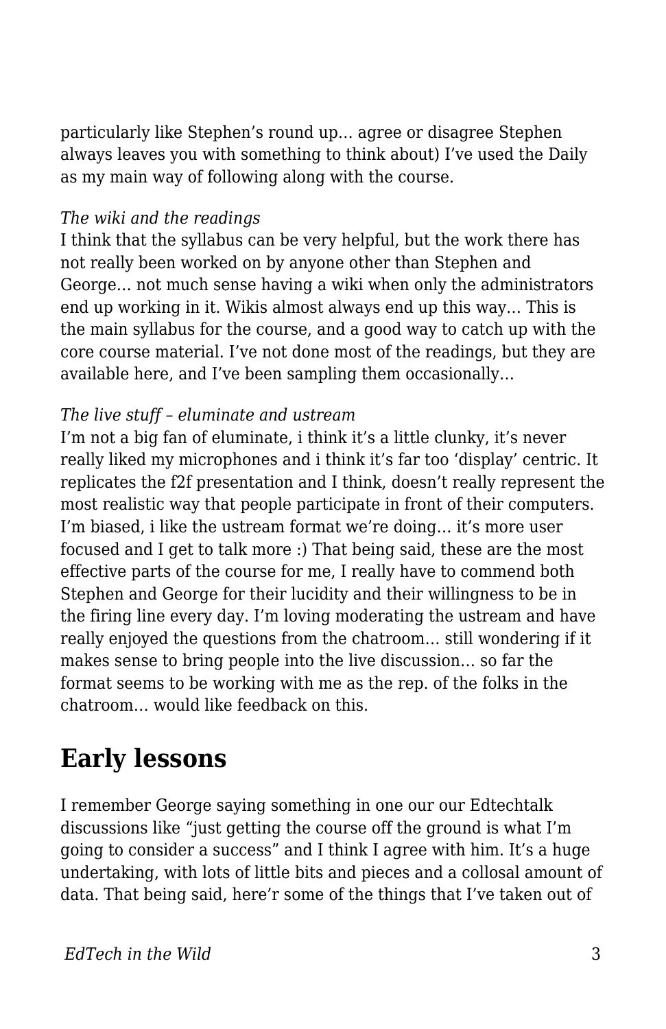particularly like Stephen's round up… agree or disagree Stephen always leaves you with something to think about) I've used the Daily as my main way of following along with the course.

*The wiki and the readings*
I think that the syllabus can be very helpful, but the work there has not really been worked on by anyone other than Stephen and George… not much sense having a wiki when only the administrators end up working in it. Wikis almost always end up this way… This is the main syllabus for the course, and a good way to catch up with the core course material. I've not done most of the readings, but they are available here, and I've been sampling them occasionally…

*The live stuff – eluminate and ustream*
I'm not a big fan of eluminate, i think it's a little clunky, it's never really liked my microphones and i think it's far too 'display' centric. It replicates the f2f presentation and I think, doesn't really represent the most realistic way that people participate in front of their computers. I'm biased, i like the ustream format we're doing… it's more user focused and I get to talk more :) That being said, these are the most effective parts of the course for me, I really have to commend both Stephen and George for their lucidity and their willingness to be in the firing line every day. I'm loving moderating the ustream and have really enjoyed the questions from the chatroom… still wondering if it makes sense to bring people into the live discussion… so far the format seems to be working with me as the rep. of the folks in the chatroom… would like feedback on this.

## Early lessons

I remember George saying something in one our our Edtechtalk discussions like "just getting the course off the ground is what I'm going to consider a success" and I think I agree with him. It's a huge undertaking, with lots of little bits and pieces and a collosal amount of data. That being said, here'r some of the things that I've taken out of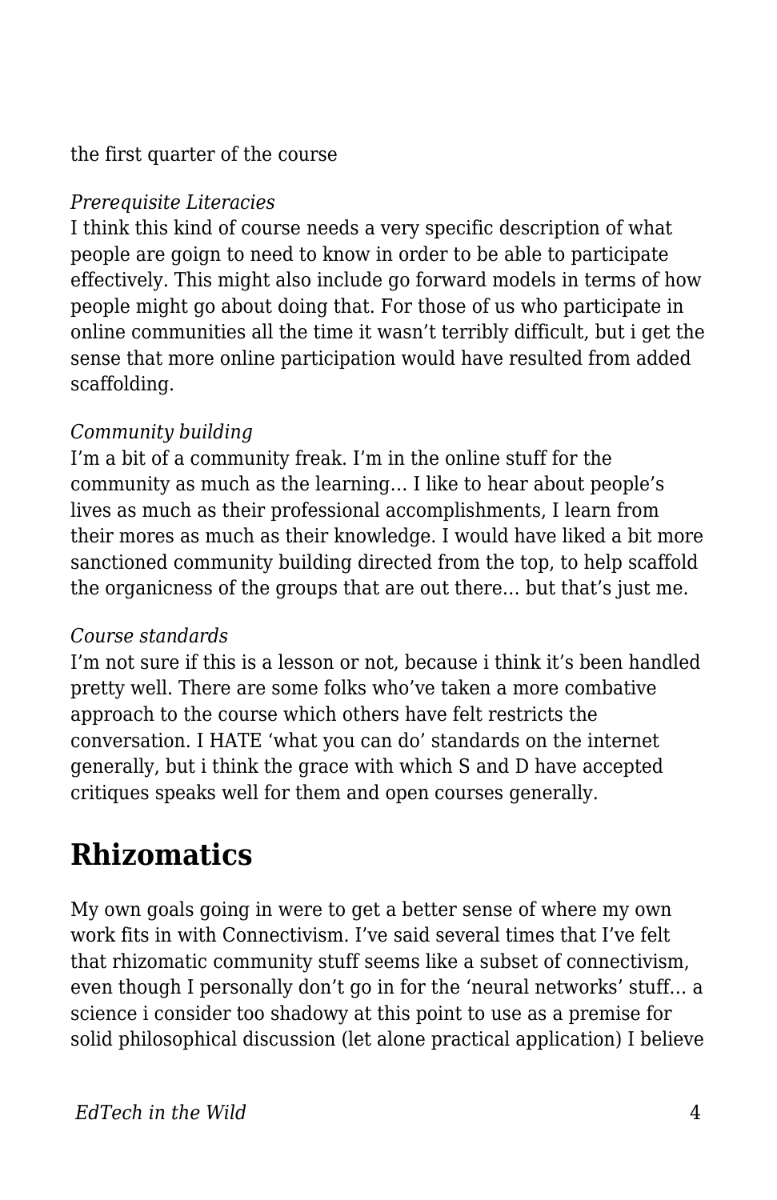the first quarter of the course

*Prerequisite Literacies*
I think this kind of course needs a very specific description of what people are goign to need to know in order to be able to participate effectively. This might also include go forward models in terms of how people might go about doing that. For those of us who participate in online communities all the time it wasn’t terribly difficult, but i get the sense that more online participation would have resulted from added scaffolding.

*Community building*
I’m a bit of a community freak. I’m in the online stuff for the community as much as the learning… I like to hear about people’s lives as much as their professional accomplishments, I learn from their mores as much as their knowledge. I would have liked a bit more sanctioned community building directed from the top, to help scaffold the organicness of the groups that are out there… but that’s just me.

*Course standards*
I’m not sure if this is a lesson or not, because i think it’s been handled pretty well. There are some folks who’ve taken a more combative approach to the course which others have felt restricts the conversation. I HATE ‘what you can do’ standards on the internet generally, but i think the grace with which S and D have accepted critiques speaks well for them and open courses generally.

## Rhizomatics

My own goals going in were to get a better sense of where my own work fits in with Connectivism. I’ve said several times that I’ve felt that rhizomatic community stuff seems like a subset of connectivism, even though I personally don’t go in for the ‘neural networks’ stuff… a science i consider too shadowy at this point to use as a premise for solid philosophical discussion (let alone practical application) I believe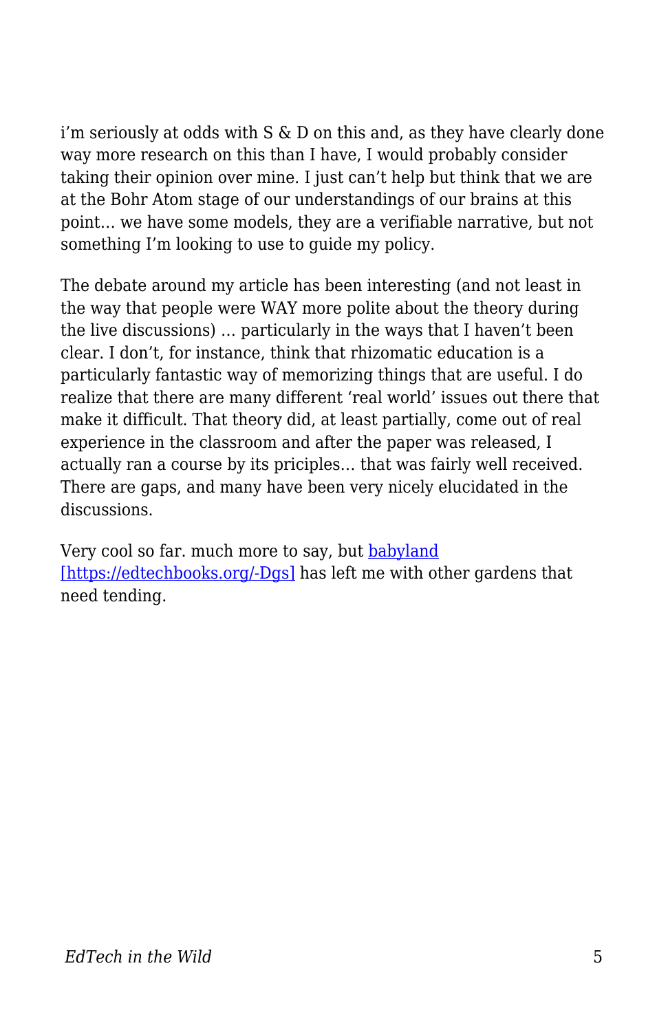i'm seriously at odds with S & D on this and, as they have clearly done way more research on this than I have, I would probably consider taking their opinion over mine. I just can't help but think that we are at the Bohr Atom stage of our understandings of our brains at this point… we have some models, they are a verifiable narrative, but not something I'm looking to use to guide my policy.

The debate around my article has been interesting (and not least in the way that people were WAY more polite about the theory during the live discussions) … particularly in the ways that I haven't been clear. I don't, for instance, think that rhizomatic education is a particularly fantastic way of memorizing things that are useful. I do realize that there are many different 'real world' issues out there that make it difficult. That theory did, at least partially, come out of real experience in the classroom and after the paper was released, I actually ran a course by its priciples… that was fairly well received. There are gaps, and many have been very nicely elucidated in the discussions.

Very cool so far. much more to say, but [babyland [https://edtechbooks.org/-Dgs]](https://edtechbooks.org/-Dgs) has left me with other gardens that need tending.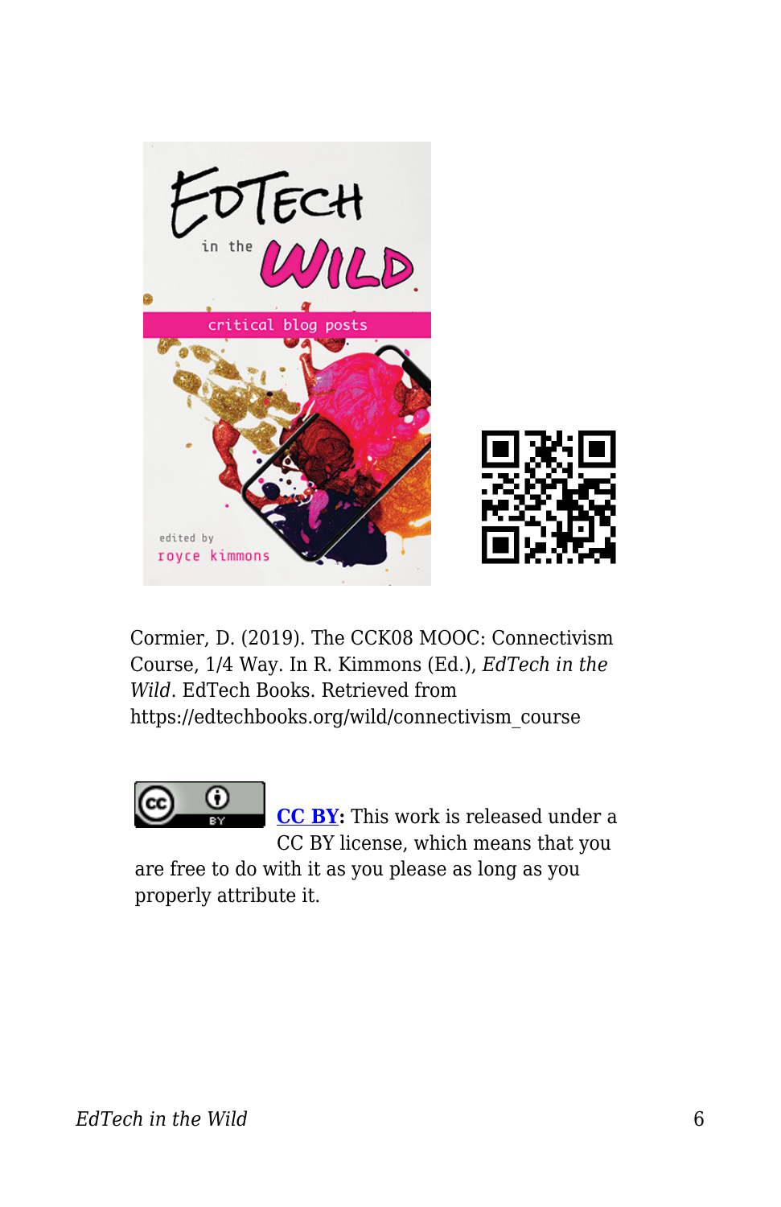Cormier, D. (2019). The CCK08 MOOC: Connectivism Course, 1/4 Way. In R. Kimmons (Ed.), *EdTech in the Wild*. EdTech Books. Retrieved from https://edtechbooks.org/wild/connectivism_course

**CC BY:** This work is released under a CC BY license, which means that you are free to do with it as you please as long as you properly attribute it.